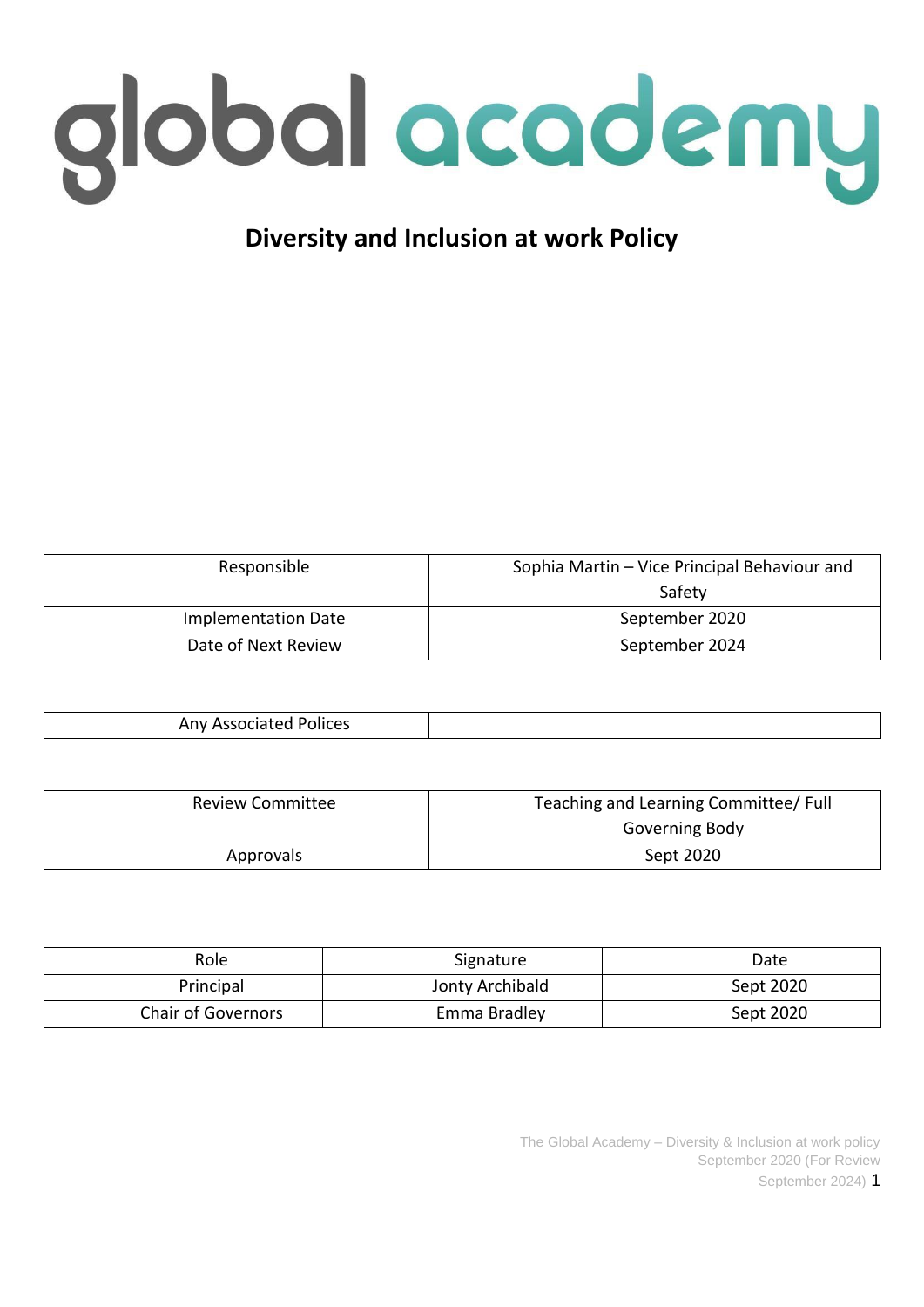# global academy

## Diversity and Inclusion at work Policy

| Responsible | Sophia Martin – Vice Principal Behaviour and Safety |
|---|---|
| Implementation Date | September 2020 |
| Date of Next Review | September 2024 |

| Any Associated Polices | |
|---|---|

| Review Committee | Teaching and Learning Committee/ Full Governing Body |
|---|---|
| Approvals | Sept 2020 |

| Role | Signature | Date |
|---|---|---|
| Principal | Jonty Archibald | Sept 2020 |
| Chair of Governors | Emma Bradley | Sept 2020 |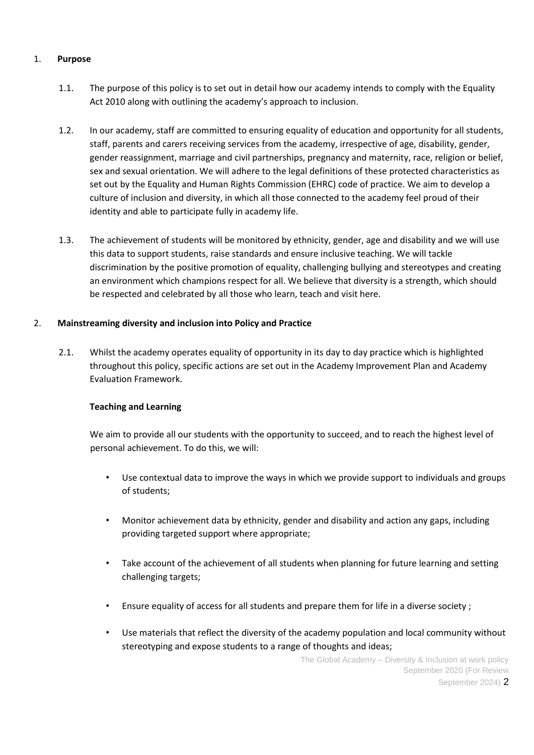## 1. Purpose

1.1. The purpose of this policy is to set out in detail how our academy intends to comply with the Equality Act 2010 along with outlining the academy's approach to inclusion.

1.2. In our academy, staff are committed to ensuring equality of education and opportunity for all students, staff, parents and carers receiving services from the academy, irrespective of age, disability, gender, gender reassignment, marriage and civil partnerships, pregnancy and maternity, race, religion or belief, sex and sexual orientation. We will adhere to the legal definitions of these protected characteristics as set out by the Equality and Human Rights Commission (EHRC) code of practice. We aim to develop a culture of inclusion and diversity, in which all those connected to the academy feel proud of their identity and able to participate fully in academy life.

1.3. The achievement of students will be monitored by ethnicity, gender, age and disability and we will use this data to support students, raise standards and ensure inclusive teaching. We will tackle discrimination by the positive promotion of equality, challenging bullying and stereotypes and creating an environment which champions respect for all. We believe that diversity is a strength, which should be respected and celebrated by all those who learn, teach and visit here.

## 2. Mainstreaming diversity and inclusion into Policy and Practice

2.1. Whilst the academy operates equality of opportunity in its day to day practice which is highlighted throughout this policy, specific actions are set out in the Academy Improvement Plan and Academy Evaluation Framework.

### Teaching and Learning

We aim to provide all our students with the opportunity to succeed, and to reach the highest level of personal achievement. To do this, we will:

- Use contextual data to improve the ways in which we provide support to individuals and groups of students;
- Monitor achievement data by ethnicity, gender and disability and action any gaps, including providing targeted support where appropriate;
- Take account of the achievement of all students when planning for future learning and setting challenging targets;
- Ensure equality of access for all students and prepare them for life in a diverse society ;
- Use materials that reflect the diversity of the academy population and local community without stereotyping and expose students to a range of thoughts and ideas;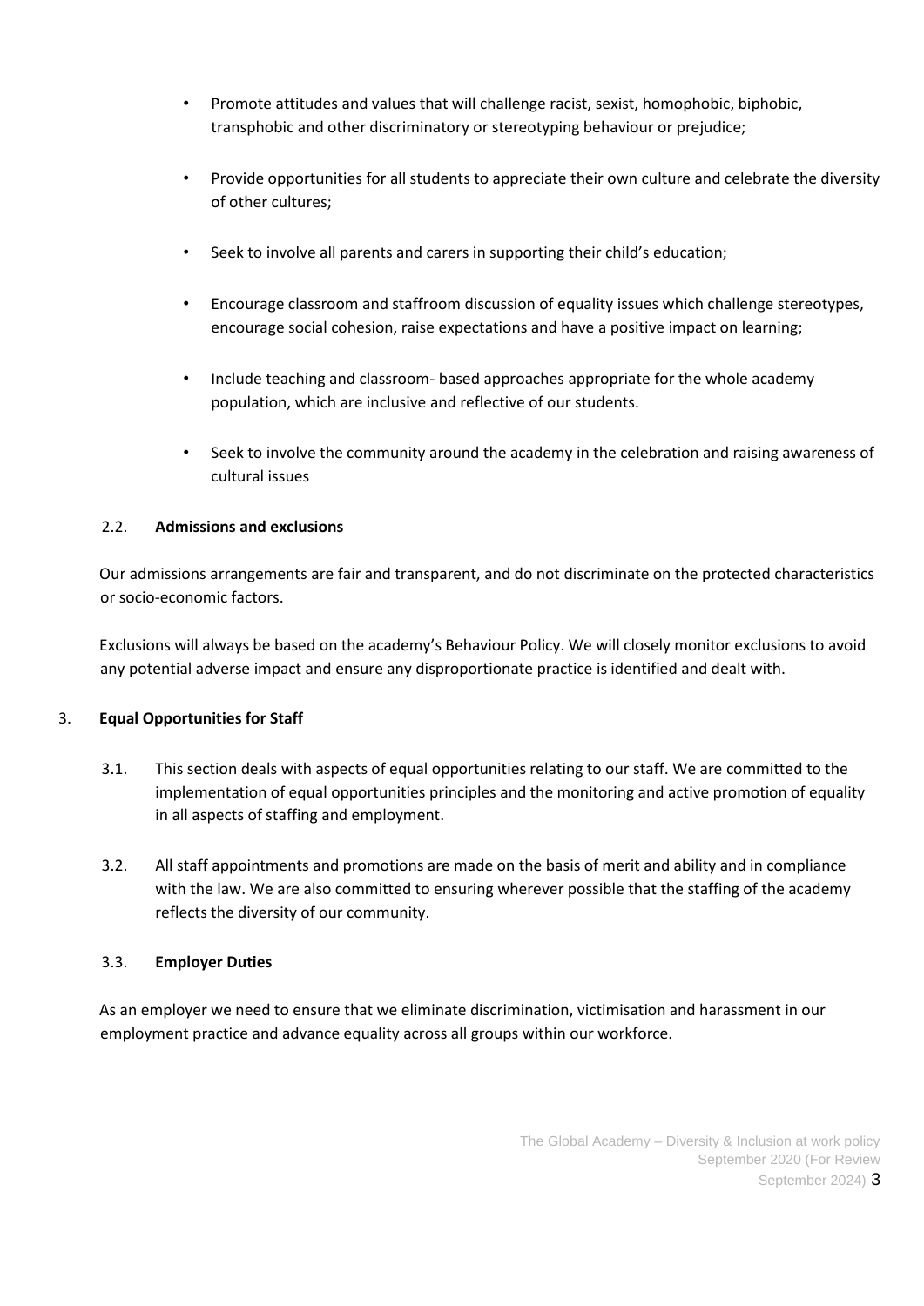- Promote attitudes and values that will challenge racist, sexist, homophobic, biphobic, transphobic and other discriminatory or stereotyping behaviour or prejudice;
- Provide opportunities for all students to appreciate their own culture and celebrate the diversity of other cultures;
- Seek to involve all parents and carers in supporting their child's education;
- Encourage classroom and staffroom discussion of equality issues which challenge stereotypes, encourage social cohesion, raise expectations and have a positive impact on learning;
- Include teaching and classroom- based approaches appropriate for the whole academy population, which are inclusive and reflective of our students.
- Seek to involve the community around the academy in the celebration and raising awareness of cultural issues

### 2.2. Admissions and exclusions

Our admissions arrangements are fair and transparent, and do not discriminate on the protected characteristics or socio-economic factors.

Exclusions will always be based on the academy's Behaviour Policy. We will closely monitor exclusions to avoid any potential adverse impact and ensure any disproportionate practice is identified and dealt with.

## 3. Equal Opportunities for Staff

3.1. This section deals with aspects of equal opportunities relating to our staff. We are committed to the implementation of equal opportunities principles and the monitoring and active promotion of equality in all aspects of staffing and employment.

3.2. All staff appointments and promotions are made on the basis of merit and ability and in compliance with the law. We are also committed to ensuring wherever possible that the staffing of the academy reflects the diversity of our community.

### 3.3. Employer Duties

As an employer we need to ensure that we eliminate discrimination, victimisation and harassment in our employment practice and advance equality across all groups within our workforce.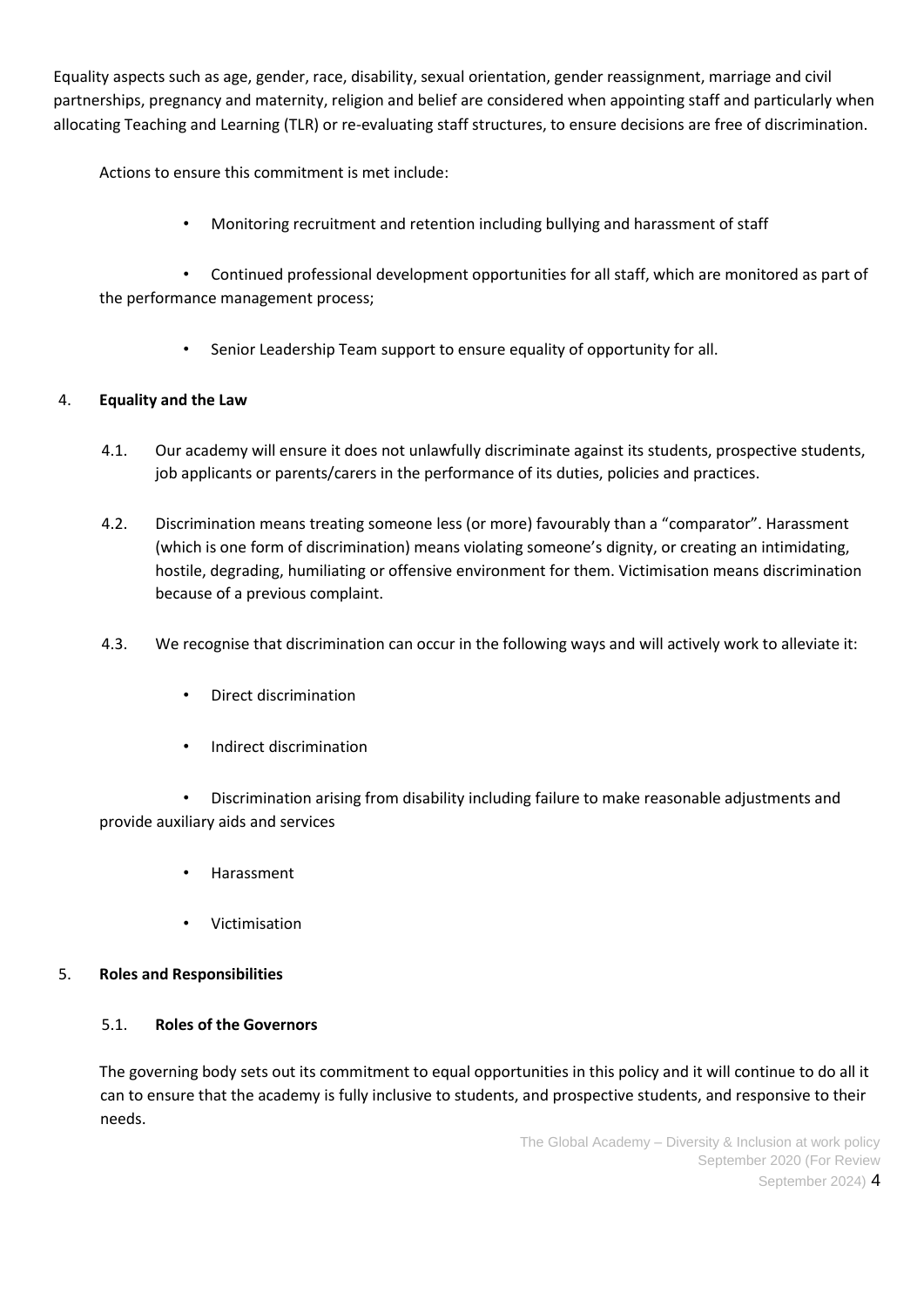Equality aspects such as age, gender, race, disability, sexual orientation, gender reassignment, marriage and civil partnerships, pregnancy and maternity, religion and belief are considered when appointing staff and particularly when allocating Teaching and Learning (TLR) or re-evaluating staff structures, to ensure decisions are free of discrimination.

Actions to ensure this commitment is met include:

- Monitoring recruitment and retention including bullying and harassment of staff
- Continued professional development opportunities for all staff, which are monitored as part of the performance management process;
- Senior Leadership Team support to ensure equality of opportunity for all.

## 4. Equality and the Law

4.1. Our academy will ensure it does not unlawfully discriminate against its students, prospective students, job applicants or parents/carers in the performance of its duties, policies and practices.

4.2. Discrimination means treating someone less (or more) favourably than a "comparator". Harassment (which is one form of discrimination) means violating someone's dignity, or creating an intimidating, hostile, degrading, humiliating or offensive environment for them. Victimisation means discrimination because of a previous complaint.

4.3. We recognise that discrimination can occur in the following ways and will actively work to alleviate it:

- Direct discrimination
- Indirect discrimination
- Discrimination arising from disability including failure to make reasonable adjustments and provide auxiliary aids and services
- Harassment
- Victimisation

## 5. Roles and Responsibilities

### 5.1. Roles of the Governors

The governing body sets out its commitment to equal opportunities in this policy and it will continue to do all it can to ensure that the academy is fully inclusive to students, and prospective students, and responsive to their needs.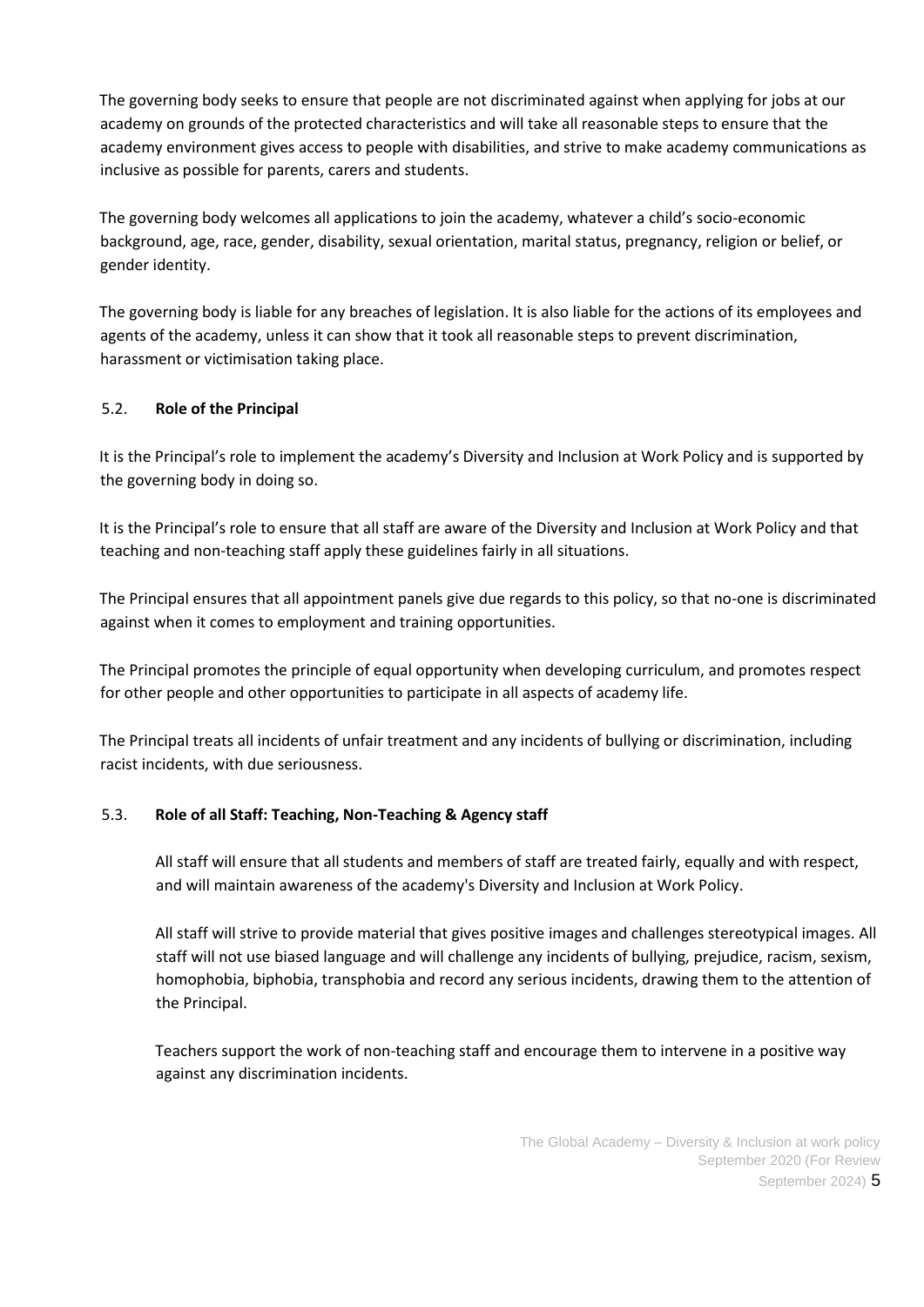The governing body seeks to ensure that people are not discriminated against when applying for jobs at our academy on grounds of the protected characteristics and will take all reasonable steps to ensure that the academy environment gives access to people with disabilities, and strive to make academy communications as inclusive as possible for parents, carers and students.

The governing body welcomes all applications to join the academy, whatever a child's socio-economic background, age, race, gender, disability, sexual orientation, marital status, pregnancy, religion or belief, or gender identity.

The governing body is liable for any breaches of legislation. It is also liable for the actions of its employees and agents of the academy, unless it can show that it took all reasonable steps to prevent discrimination, harassment or victimisation taking place.

### 5.2. Role of the Principal

It is the Principal's role to implement the academy's Diversity and Inclusion at Work Policy and is supported by the governing body in doing so.

It is the Principal's role to ensure that all staff are aware of the Diversity and Inclusion at Work Policy and that teaching and non-teaching staff apply these guidelines fairly in all situations.

The Principal ensures that all appointment panels give due regards to this policy, so that no-one is discriminated against when it comes to employment and training opportunities.

The Principal promotes the principle of equal opportunity when developing curriculum, and promotes respect for other people and other opportunities to participate in all aspects of academy life.

The Principal treats all incidents of unfair treatment and any incidents of bullying or discrimination, including racist incidents, with due seriousness.

### 5.3. Role of all Staff: Teaching, Non-Teaching & Agency staff

All staff will ensure that all students and members of staff are treated fairly, equally and with respect, and will maintain awareness of the academy's Diversity and Inclusion at Work Policy.

All staff will strive to provide material that gives positive images and challenges stereotypical images. All staff will not use biased language and will challenge any incidents of bullying, prejudice, racism, sexism, homophobia, biphobia, transphobia and record any serious incidents, drawing them to the attention of the Principal.

Teachers support the work of non-teaching staff and encourage them to intervene in a positive way against any discrimination incidents.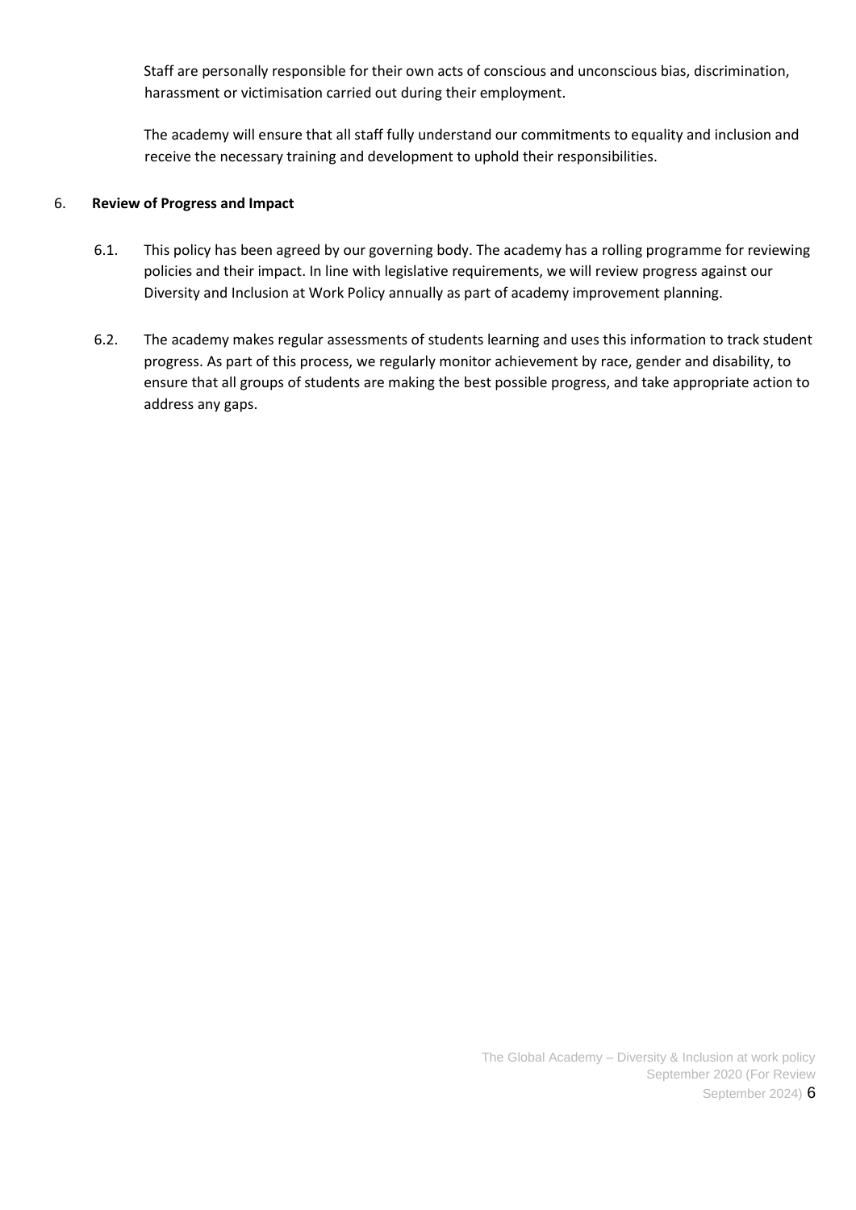Staff are personally responsible for their own acts of conscious and unconscious bias, discrimination, harassment or victimisation carried out during their employment.

The academy will ensure that all staff fully understand our commitments to equality and inclusion and receive the necessary training and development to uphold their responsibilities.

## 6. Review of Progress and Impact

6.1. This policy has been agreed by our governing body. The academy has a rolling programme for reviewing policies and their impact. In line with legislative requirements, we will review progress against our Diversity and Inclusion at Work Policy annually as part of academy improvement planning.

6.2. The academy makes regular assessments of students learning and uses this information to track student progress. As part of this process, we regularly monitor achievement by race, gender and disability, to ensure that all groups of students are making the best possible progress, and take appropriate action to address any gaps.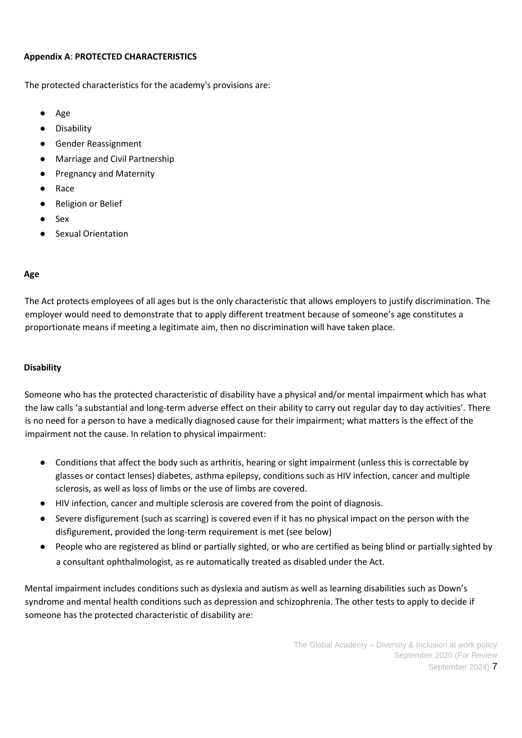**Appendix A**: **PROTECTED CHARACTERISTICS**

The protected characteristics for the academy's provisions are:

- Age
- Disability
- Gender Reassignment
- Marriage and Civil Partnership
- Pregnancy and Maternity
- Race
- Religion or Belief
- Sex
- Sexual Orientation

**Age**

The Act protects employees of all ages but is the only characteristic that allows employers to justify discrimination. The employer would need to demonstrate that to apply different treatment because of someone's age constitutes a proportionate means if meeting a legitimate aim, then no discrimination will have taken place.

**Disability**

Someone who has the protected characteristic of disability have a physical and/or mental impairment which has what the law calls 'a substantial and long-term adverse effect on their ability to carry out regular day to day activities'. There is no need for a person to have a medically diagnosed cause for their impairment; what matters is the effect of the impairment not the cause. In relation to physical impairment:

- Conditions that affect the body such as arthritis, hearing or sight impairment (unless this is correctable by glasses or contact lenses) diabetes, asthma epilepsy, conditions such as HIV infection, cancer and multiple sclerosis, as well as loss of limbs or the use of limbs are covered.
- HIV infection, cancer and multiple sclerosis are covered from the point of diagnosis.
- Severe disfigurement (such as scarring) is covered even if it has no physical impact on the person with the disfigurement, provided the long-term requirement is met (see below)
- People who are registered as blind or partially sighted, or who are certified as being blind or partially sighted by a consultant ophthalmologist, as re automatically treated as disabled under the Act.

Mental impairment includes conditions such as dyslexia and autism as well as learning disabilities such as Down's syndrome and mental health conditions such as depression and schizophrenia. The other tests to apply to decide if someone has the protected characteristic of disability are: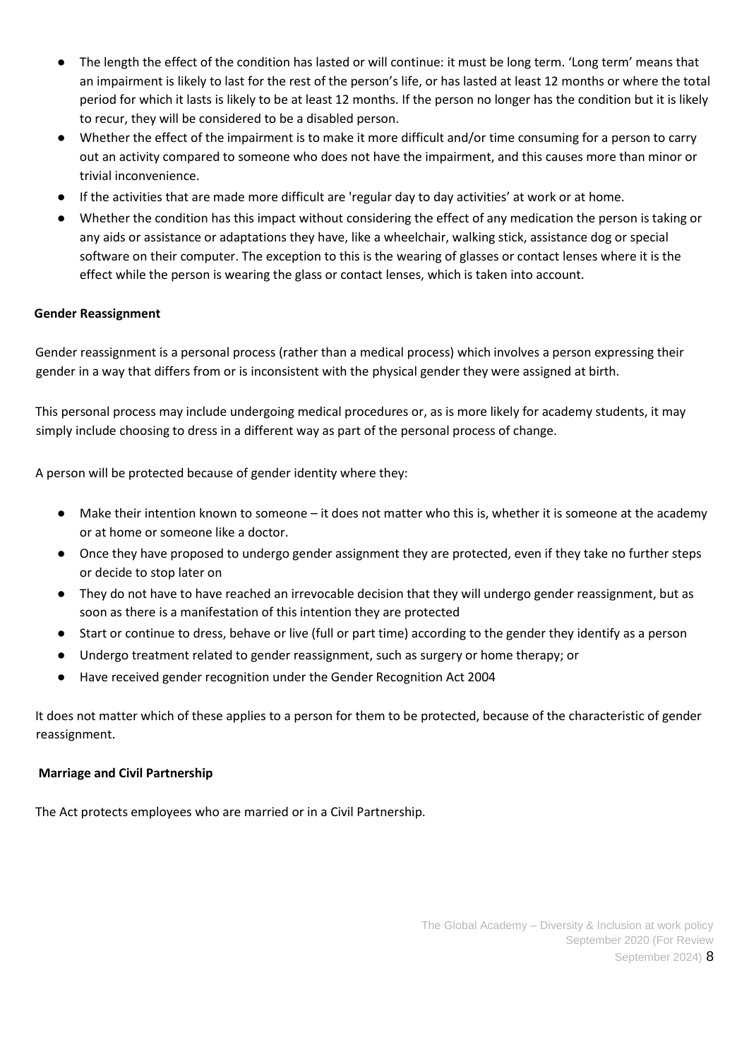- The length the effect of the condition has lasted or will continue: it must be long term. 'Long term' means that an impairment is likely to last for the rest of the person's life, or has lasted at least 12 months or where the total period for which it lasts is likely to be at least 12 months. If the person no longer has the condition but it is likely to recur, they will be considered to be a disabled person.
- Whether the effect of the impairment is to make it more difficult and/or time consuming for a person to carry out an activity compared to someone who does not have the impairment, and this causes more than minor or trivial inconvenience.
- If the activities that are made more difficult are 'regular day to day activities' at work or at home.
- Whether the condition has this impact without considering the effect of any medication the person is taking or any aids or assistance or adaptations they have, like a wheelchair, walking stick, assistance dog or special software on their computer. The exception to this is the wearing of glasses or contact lenses where it is the effect while the person is wearing the glass or contact lenses, which is taken into account.

**Gender Reassignment**

Gender reassignment is a personal process (rather than a medical process) which involves a person expressing their gender in a way that differs from or is inconsistent with the physical gender they were assigned at birth.

This personal process may include undergoing medical procedures or, as is more likely for academy students, it may simply include choosing to dress in a different way as part of the personal process of change.

A person will be protected because of gender identity where they:

- Make their intention known to someone – it does not matter who this is, whether it is someone at the academy or at home or someone like a doctor.
- Once they have proposed to undergo gender assignment they are protected, even if they take no further steps or decide to stop later on
- They do not have to have reached an irrevocable decision that they will undergo gender reassignment, but as soon as there is a manifestation of this intention they are protected
- Start or continue to dress, behave or live (full or part time) according to the gender they identify as a person
- Undergo treatment related to gender reassignment, such as surgery or home therapy; or
- Have received gender recognition under the Gender Recognition Act 2004

It does not matter which of these applies to a person for them to be protected, because of the characteristic of gender reassignment.

**Marriage and Civil Partnership**

The Act protects employees who are married or in a Civil Partnership.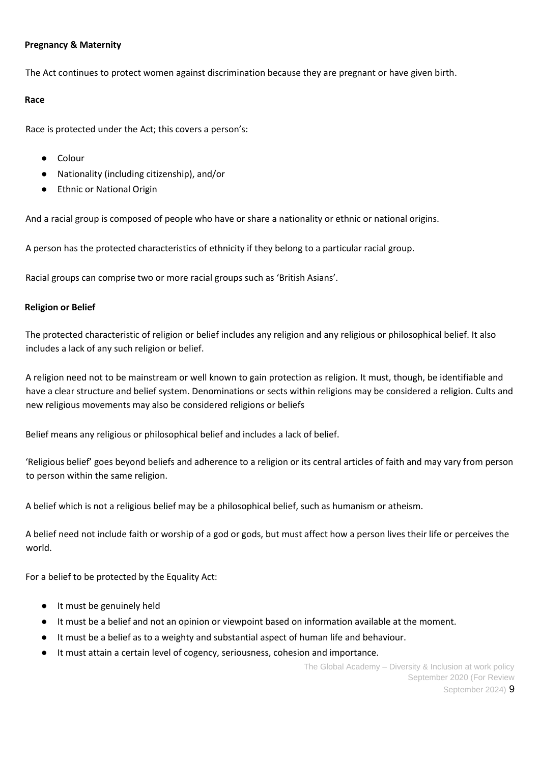**Pregnancy & Maternity**

The Act continues to protect women against discrimination because they are pregnant or have given birth.

**Race**

Race is protected under the Act; this covers a person's:

- Colour
- Nationality (including citizenship), and/or
- Ethnic or National Origin

And a racial group is composed of people who have or share a nationality or ethnic or national origins.

A person has the protected characteristics of ethnicity if they belong to a particular racial group.

Racial groups can comprise two or more racial groups such as 'British Asians'.

**Religion or Belief**

The protected characteristic of religion or belief includes any religion and any religious or philosophical belief. It also includes a lack of any such religion or belief.

A religion need not to be mainstream or well known to gain protection as religion. It must, though, be identifiable and have a clear structure and belief system. Denominations or sects within religions may be considered a religion. Cults and new religious movements may also be considered religions or beliefs

Belief means any religious or philosophical belief and includes a lack of belief.

'Religious belief' goes beyond beliefs and adherence to a religion or its central articles of faith and may vary from person to person within the same religion.

A belief which is not a religious belief may be a philosophical belief, such as humanism or atheism.

A belief need not include faith or worship of a god or gods, but must affect how a person lives their life or perceives the world.

For a belief to be protected by the Equality Act:

- It must be genuinely held
- It must be a belief and not an opinion or viewpoint based on information available at the moment.
- It must be a belief as to a weighty and substantial aspect of human life and behaviour.
- It must attain a certain level of cogency, seriousness, cohesion and importance.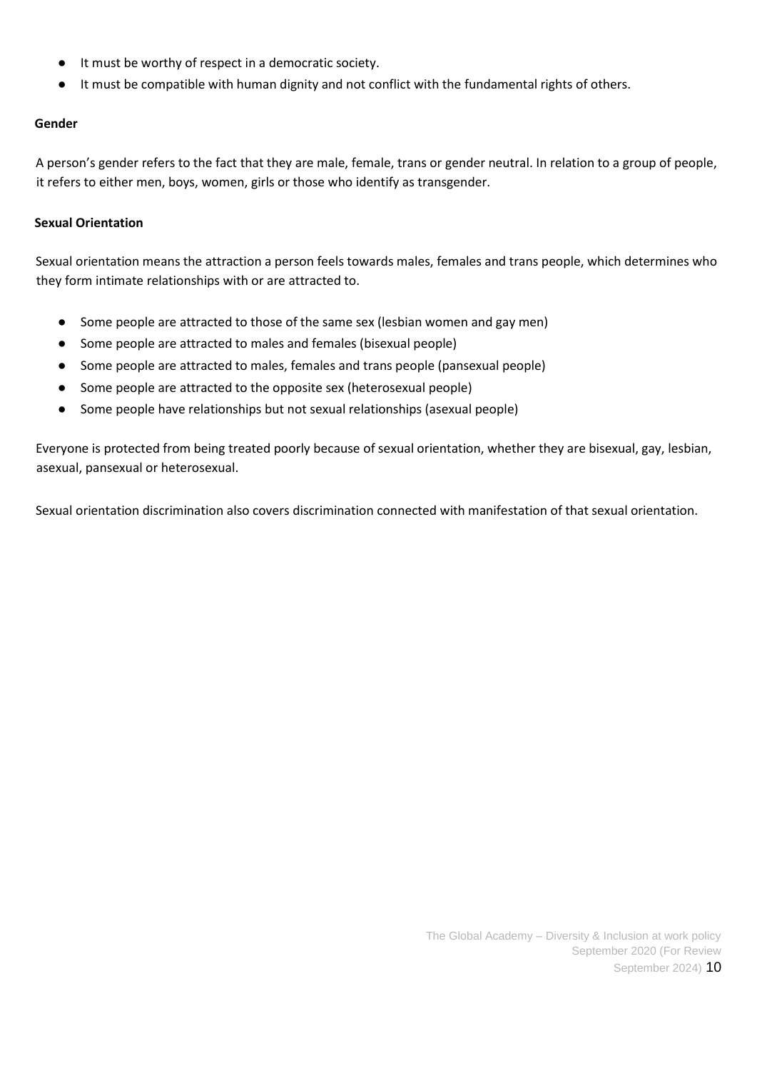- It must be worthy of respect in a democratic society.
- It must be compatible with human dignity and not conflict with the fundamental rights of others.

**Gender**

A person's gender refers to the fact that they are male, female, trans or gender neutral. In relation to a group of people, it refers to either men, boys, women, girls or those who identify as transgender.

**Sexual Orientation**

Sexual orientation means the attraction a person feels towards males, females and trans people, which determines who they form intimate relationships with or are attracted to.

- Some people are attracted to those of the same sex (lesbian women and gay men)
- Some people are attracted to males and females (bisexual people)
- Some people are attracted to males, females and trans people (pansexual people)
- Some people are attracted to the opposite sex (heterosexual people)
- Some people have relationships but not sexual relationships (asexual people)

Everyone is protected from being treated poorly because of sexual orientation, whether they are bisexual, gay, lesbian, asexual, pansexual or heterosexual.

Sexual orientation discrimination also covers discrimination connected with manifestation of that sexual orientation.